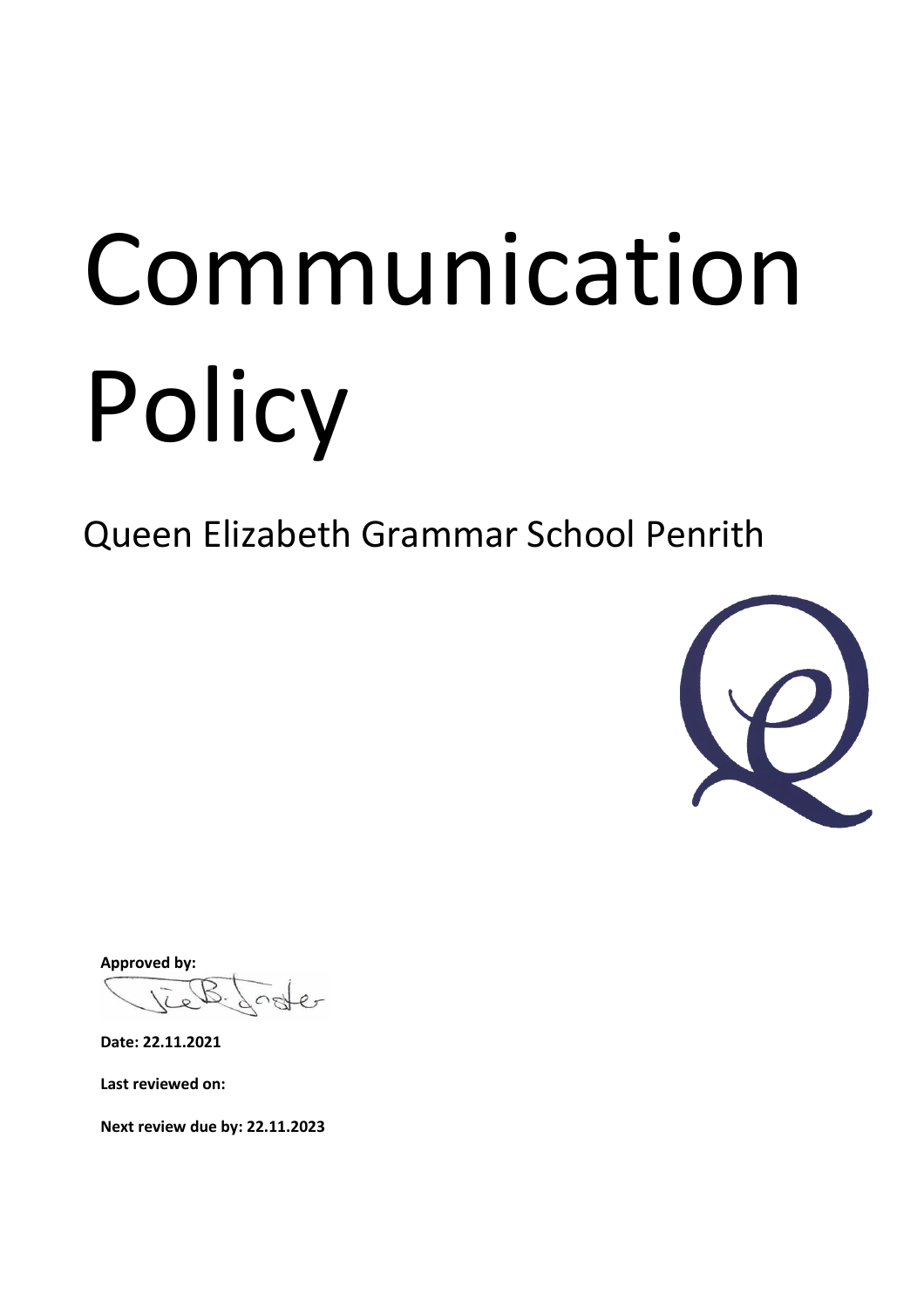# Communication Policy

## Queen Elizabeth Grammar School Penrith

**Approved by:**

**Date: 22.11.2021**

**Last reviewed on:**

**Next review due by: 22.11.2023**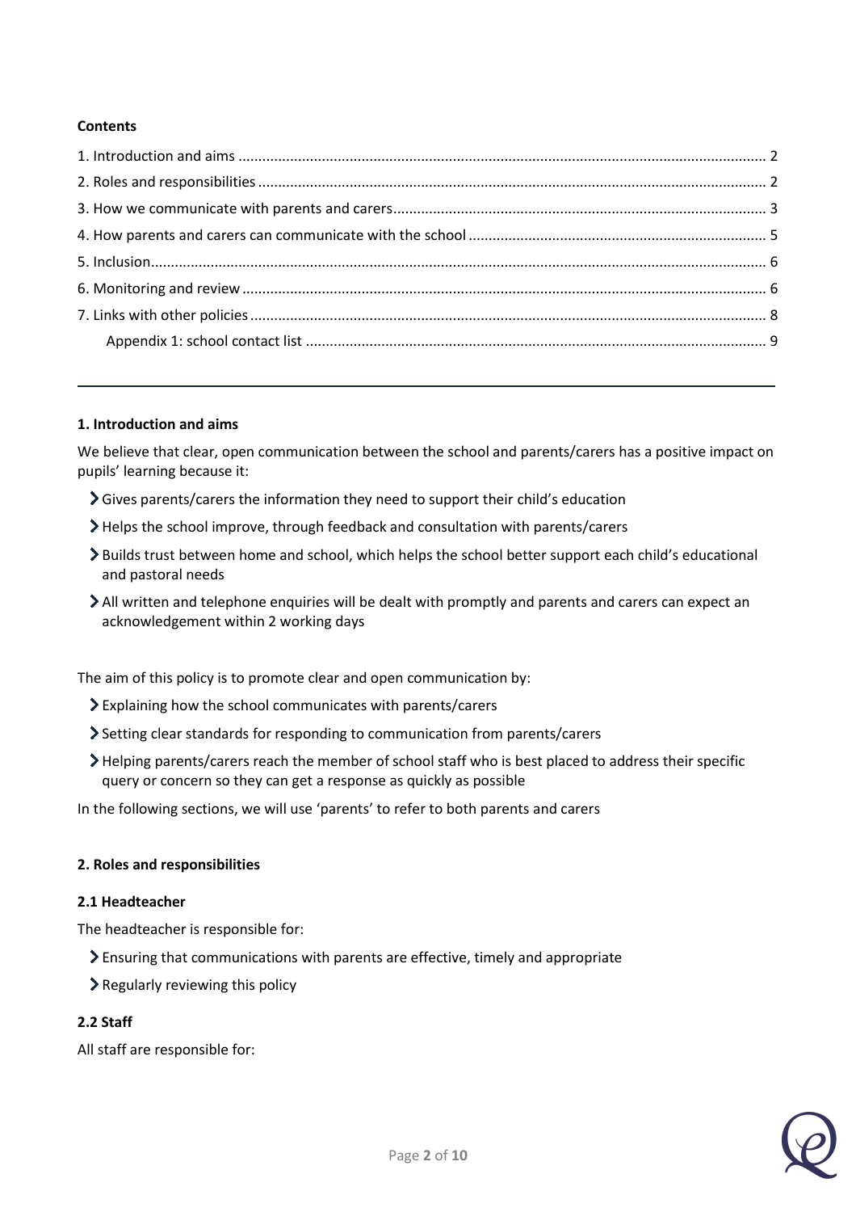**Contents**

1. Introduction and aims ........ 2
2. Roles and responsibilities ........ 2
3. How we communicate with parents and carers ........ 3
4. How parents and carers can communicate with the school ........ 5
5. Inclusion ........ 6
6. Monitoring and review ........ 6
7. Links with other policies ........ 8
   Appendix 1: school contact list ........ 9

---

## 1. Introduction and aims

We believe that clear, open communication between the school and parents/carers has a positive impact on pupils' learning because it:

- Gives parents/carers the information they need to support their child's education
- Helps the school improve, through feedback and consultation with parents/carers
- Builds trust between home and school, which helps the school better support each child's educational and pastoral needs
- All written and telephone enquiries will be dealt with promptly and parents and carers can expect an acknowledgement within 2 working days

The aim of this policy is to promote clear and open communication by:

- Explaining how the school communicates with parents/carers
- Setting clear standards for responding to communication from parents/carers
- Helping parents/carers reach the member of school staff who is best placed to address their specific query or concern so they can get a response as quickly as possible

In the following sections, we will use 'parents' to refer to both parents and carers

## 2. Roles and responsibilities

### 2.1 Headteacher

The headteacher is responsible for:

- Ensuring that communications with parents are effective, timely and appropriate
- Regularly reviewing this policy

### 2.2 Staff

All staff are responsible for: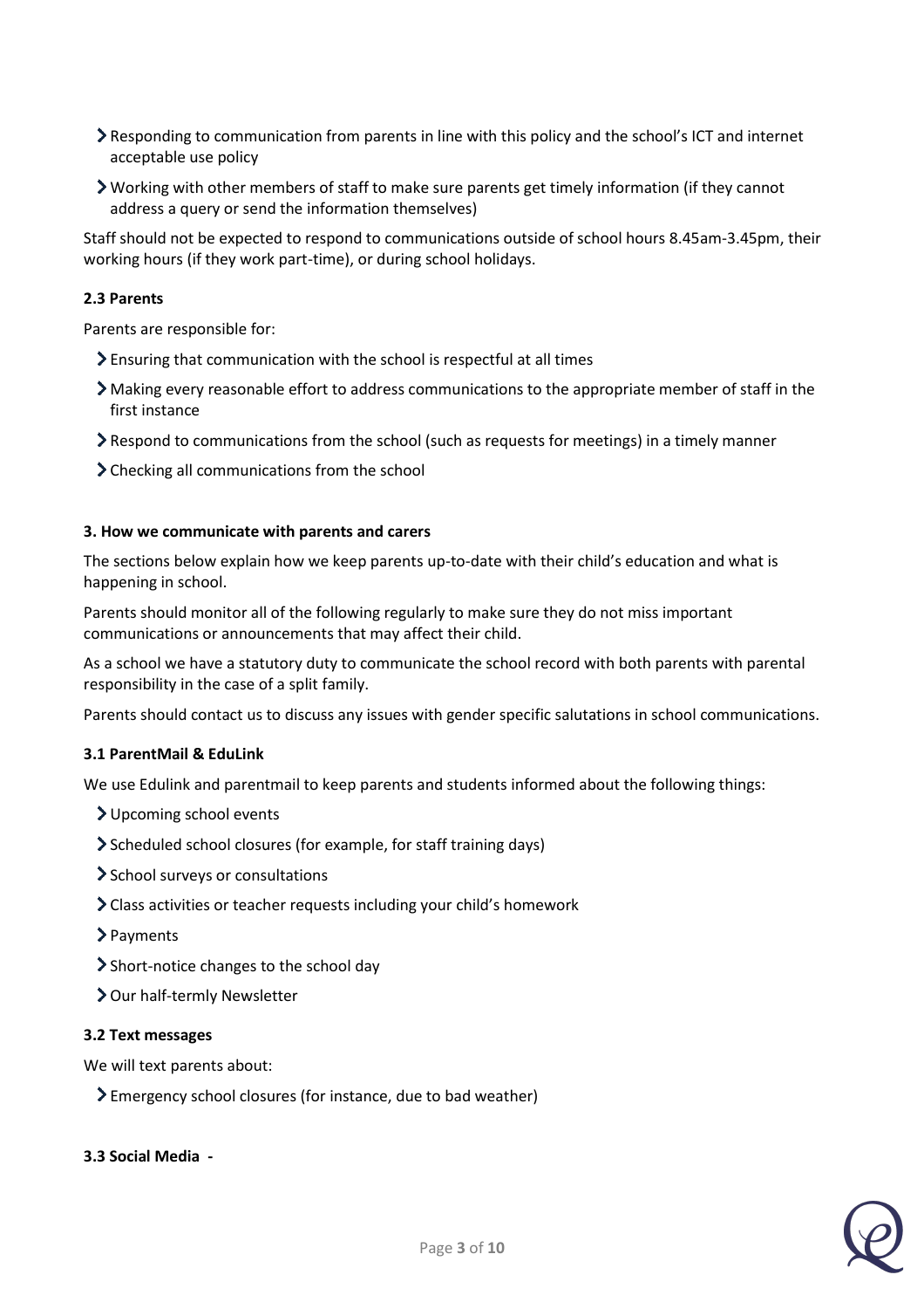- Responding to communication from parents in line with this policy and the school's ICT and internet acceptable use policy
- Working with other members of staff to make sure parents get timely information (if they cannot address a query or send the information themselves)

Staff should not be expected to respond to communications outside of school hours 8.45am-3.45pm, their working hours (if they work part-time), or during school holidays.

#### 2.3 Parents

Parents are responsible for:

- Ensuring that communication with the school is respectful at all times
- Making every reasonable effort to address communications to the appropriate member of staff in the first instance
- Respond to communications from the school (such as requests for meetings) in a timely manner
- Checking all communications from the school

### 3. How we communicate with parents and carers

The sections below explain how we keep parents up-to-date with their child's education and what is happening in school.

Parents should monitor all of the following regularly to make sure they do not miss important communications or announcements that may affect their child.

As a school we have a statutory duty to communicate the school record with both parents with parental responsibility in the case of a split family.

Parents should contact us to discuss any issues with gender specific salutations in school communications.

#### 3.1 ParentMail & EduLink

We use Edulink and parentmail to keep parents and students informed about the following things:

- Upcoming school events
- Scheduled school closures (for example, for staff training days)
- School surveys or consultations
- Class activities or teacher requests including your child's homework
- Payments
- Short-notice changes to the school day
- Our half-termly Newsletter

#### 3.2 Text messages

We will text parents about:

- Emergency school closures (for instance, due to bad weather)

#### 3.3 Social Media -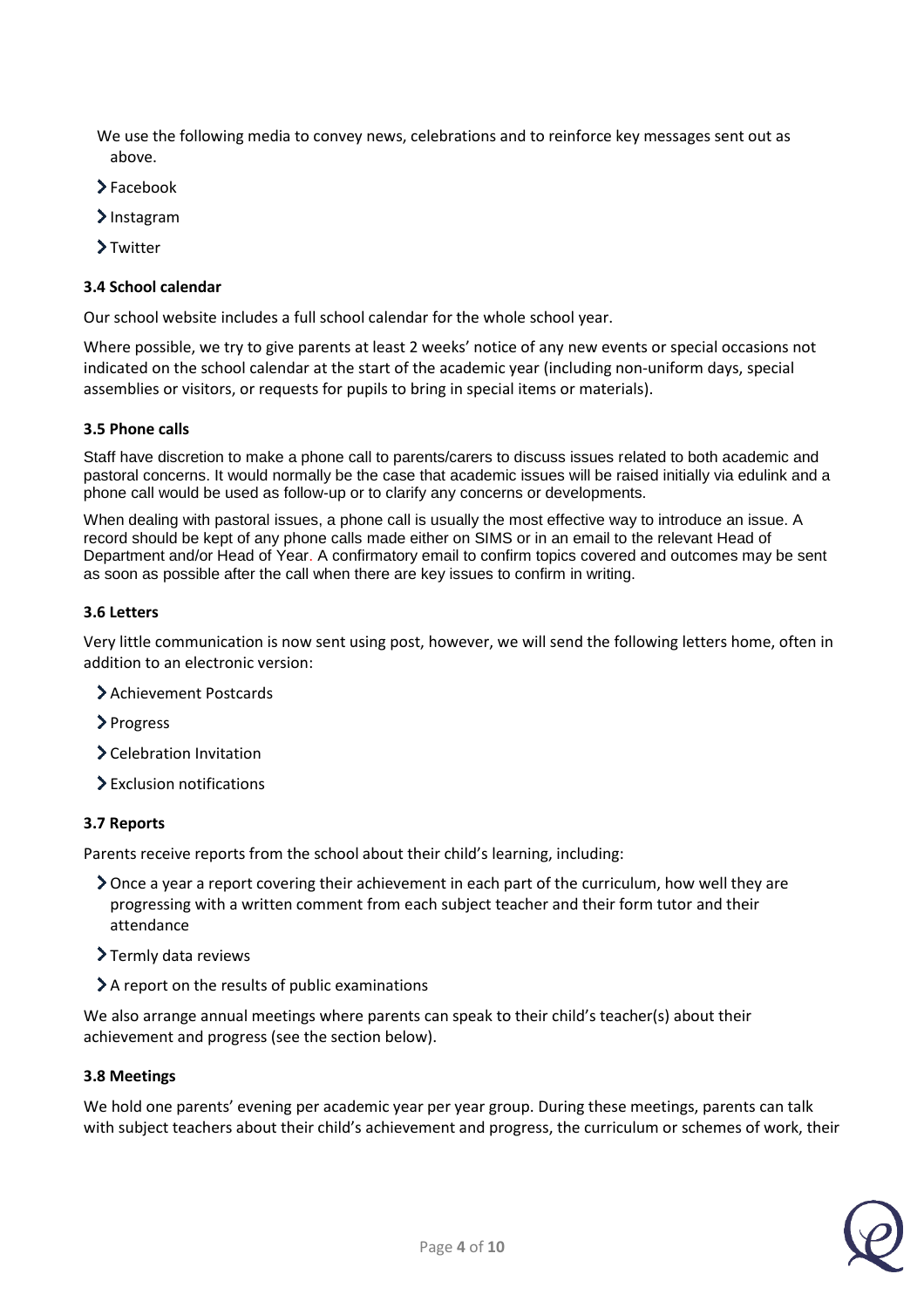We use the following media to convey news, celebrations and to reinforce key messages sent out as above.

- Facebook
- Instagram
- Twitter

**3.4 School calendar**

Our school website includes a full school calendar for the whole school year.

Where possible, we try to give parents at least 2 weeks' notice of any new events or special occasions not indicated on the school calendar at the start of the academic year (including non-uniform days, special assemblies or visitors, or requests for pupils to bring in special items or materials).

**3.5 Phone calls**

Staff have discretion to make a phone call to parents/carers to discuss issues related to both academic and pastoral concerns. It would normally be the case that academic issues will be raised initially via edulink and a phone call would be used as follow-up or to clarify any concerns or developments.

When dealing with pastoral issues, a phone call is usually the most effective way to introduce an issue. A record should be kept of any phone calls made either on SIMS or in an email to the relevant Head of Department and/or Head of Year. A confirmatory email to confirm topics covered and outcomes may be sent as soon as possible after the call when there are key issues to confirm in writing.

**3.6 Letters**

Very little communication is now sent using post, however, we will send the following letters home, often in addition to an electronic version:

- Achievement Postcards
- Progress
- Celebration Invitation
- Exclusion notifications

**3.7 Reports**

Parents receive reports from the school about their child's learning, including:

- Once a year a report covering their achievement in each part of the curriculum, how well they are progressing with a written comment from each subject teacher and their form tutor and their attendance
- Termly data reviews
- A report on the results of public examinations

We also arrange annual meetings where parents can speak to their child's teacher(s) about their achievement and progress (see the section below).

**3.8 Meetings**

We hold one parents' evening per academic year per year group. During these meetings, parents can talk with subject teachers about their child's achievement and progress, the curriculum or schemes of work, their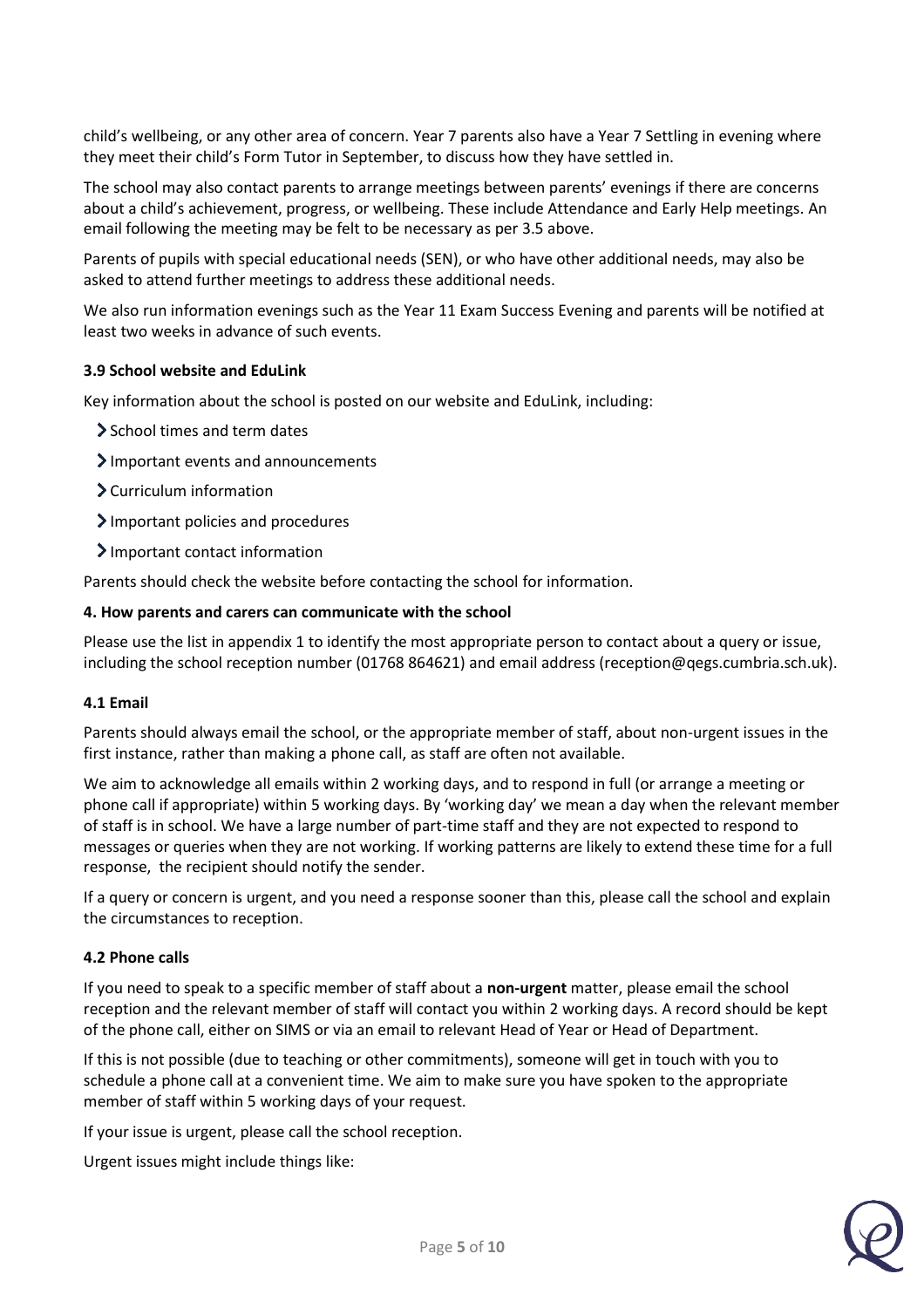child's wellbeing, or any other area of concern. Year 7 parents also have a Year 7 Settling in evening where they meet their child's Form Tutor in September, to discuss how they have settled in.

The school may also contact parents to arrange meetings between parents' evenings if there are concerns about a child's achievement, progress, or wellbeing. These include Attendance and Early Help meetings. An email following the meeting may be felt to be necessary as per 3.5 above.

Parents of pupils with special educational needs (SEN), or who have other additional needs, may also be asked to attend further meetings to address these additional needs.

We also run information evenings such as the Year 11 Exam Success Evening and parents will be notified at least two weeks in advance of such events.

### 3.9 School website and EduLink

Key information about the school is posted on our website and EduLink, including:

- School times and term dates
- Important events and announcements
- Curriculum information
- Important policies and procedures
- Important contact information

Parents should check the website before contacting the school for information.

## 4. How parents and carers can communicate with the school

Please use the list in appendix 1 to identify the most appropriate person to contact about a query or issue, including the school reception number (01768 864621) and email address (reception@qegs.cumbria.sch.uk).

### 4.1 Email

Parents should always email the school, or the appropriate member of staff, about non-urgent issues in the first instance, rather than making a phone call, as staff are often not available.

We aim to acknowledge all emails within 2 working days, and to respond in full (or arrange a meeting or phone call if appropriate) within 5 working days. By 'working day' we mean a day when the relevant member of staff is in school. We have a large number of part-time staff and they are not expected to respond to messages or queries when they are not working. If working patterns are likely to extend these time for a full response, the recipient should notify the sender.

If a query or concern is urgent, and you need a response sooner than this, please call the school and explain the circumstances to reception.

### 4.2 Phone calls

If you need to speak to a specific member of staff about a **non-urgent** matter, please email the school reception and the relevant member of staff will contact you within 2 working days. A record should be kept of the phone call, either on SIMS or via an email to relevant Head of Year or Head of Department.

If this is not possible (due to teaching or other commitments), someone will get in touch with you to schedule a phone call at a convenient time. We aim to make sure you have spoken to the appropriate member of staff within 5 working days of your request.

If your issue is urgent, please call the school reception.

Urgent issues might include things like: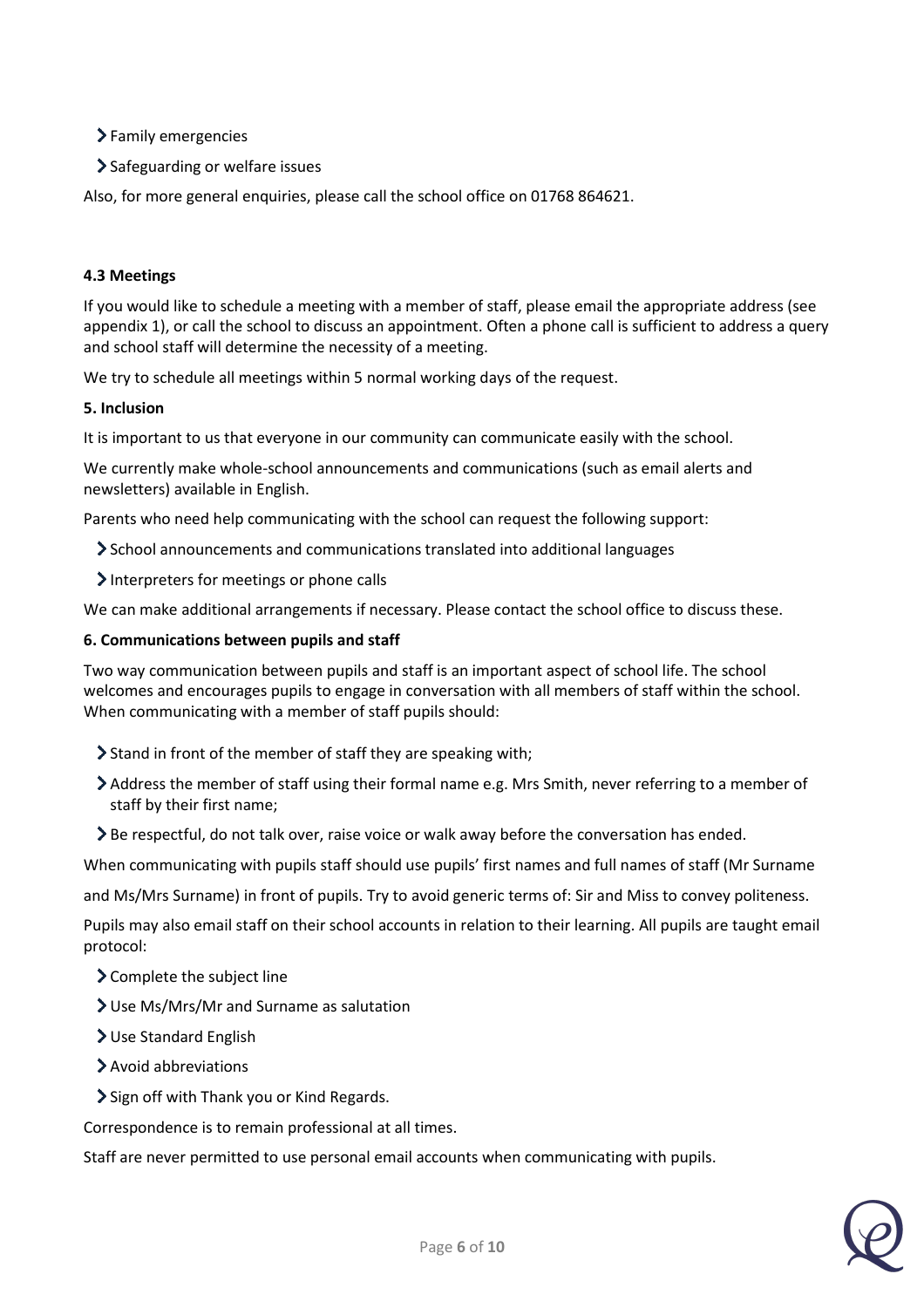- Family emergencies
- Safeguarding or welfare issues

Also, for more general enquiries, please call the school office on 01768 864621.

### 4.3 Meetings

If you would like to schedule a meeting with a member of staff, please email the appropriate address (see appendix 1), or call the school to discuss an appointment. Often a phone call is sufficient to address a query and school staff will determine the necessity of a meeting.

We try to schedule all meetings within 5 normal working days of the request.

## 5. Inclusion

It is important to us that everyone in our community can communicate easily with the school.

We currently make whole-school announcements and communications (such as email alerts and newsletters) available in English.

Parents who need help communicating with the school can request the following support:

- School announcements and communications translated into additional languages
- Interpreters for meetings or phone calls

We can make additional arrangements if necessary. Please contact the school office to discuss these.

## 6. Communications between pupils and staff

Two way communication between pupils and staff is an important aspect of school life. The school welcomes and encourages pupils to engage in conversation with all members of staff within the school. When communicating with a member of staff pupils should:

- Stand in front of the member of staff they are speaking with;
- Address the member of staff using their formal name e.g. Mrs Smith, never referring to a member of staff by their first name;
- Be respectful, do not talk over, raise voice or walk away before the conversation has ended.

When communicating with pupils staff should use pupils' first names and full names of staff (Mr Surname and Ms/Mrs Surname) in front of pupils. Try to avoid generic terms of: Sir and Miss to convey politeness.

Pupils may also email staff on their school accounts in relation to their learning. All pupils are taught email protocol:

- Complete the subject line
- Use Ms/Mrs/Mr and Surname as salutation
- Use Standard English
- Avoid abbreviations
- Sign off with Thank you or Kind Regards.

Correspondence is to remain professional at all times.

Staff are never permitted to use personal email accounts when communicating with pupils.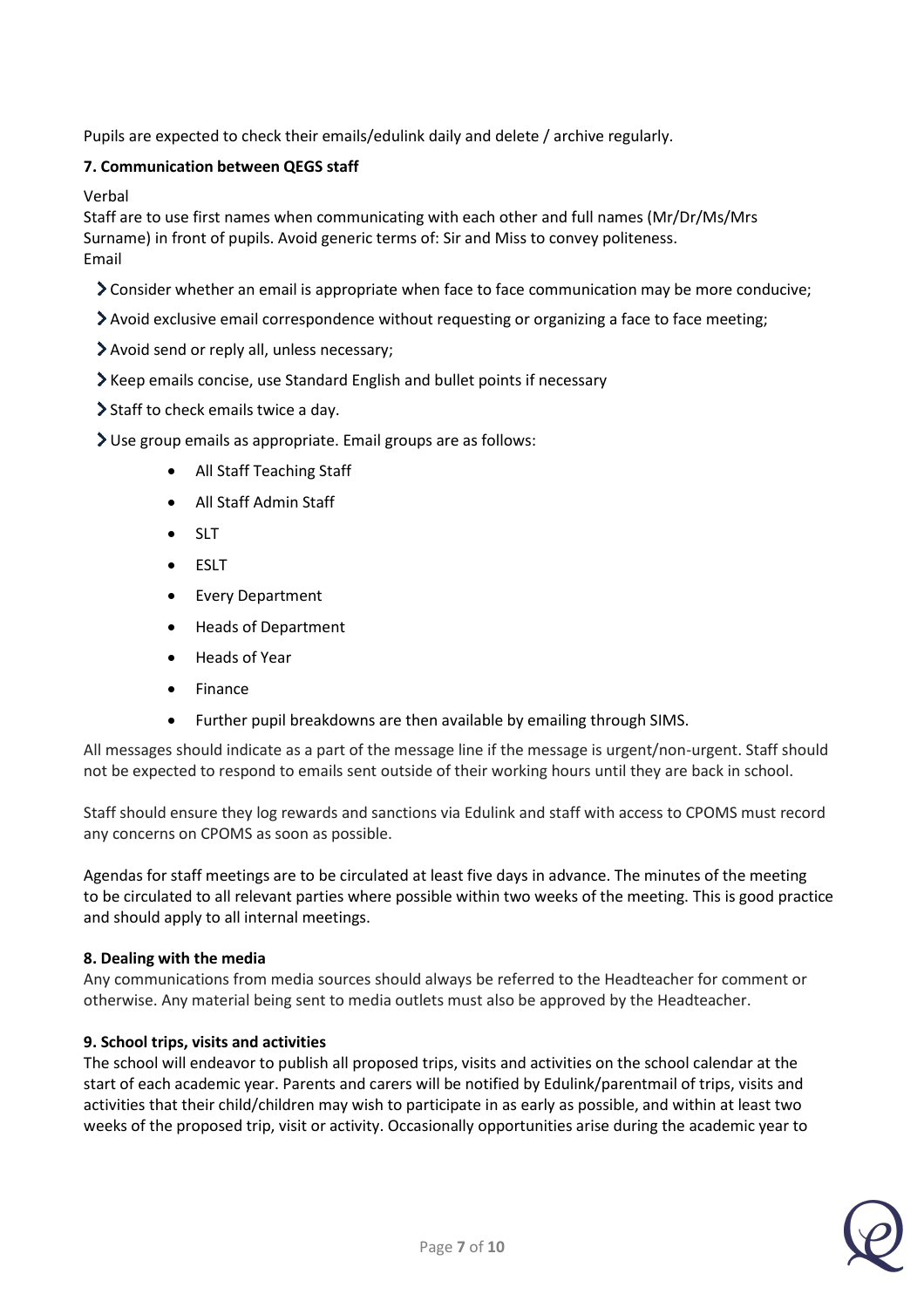Pupils are expected to check their emails/edulink daily and delete / archive regularly.

**7. Communication between QEGS staff**

Verbal

Staff are to use first names when communicating with each other and full names (Mr/Dr/Ms/Mrs Surname) in front of pupils. Avoid generic terms of: Sir and Miss to convey politeness.

Email

- Consider whether an email is appropriate when face to face communication may be more conducive;
- Avoid exclusive email correspondence without requesting or organizing a face to face meeting;
- Avoid send or reply all, unless necessary;
- Keep emails concise, use Standard English and bullet points if necessary
- Staff to check emails twice a day.
- Use group emails as appropriate. Email groups are as follows:
    - All Staff Teaching Staff
    - All Staff Admin Staff
    - SLT
    - ESLT
    - Every Department
    - Heads of Department
    - Heads of Year
    - Finance
    - Further pupil breakdowns are then available by emailing through SIMS.

All messages should indicate as a part of the message line if the message is urgent/non-urgent. Staff should not be expected to respond to emails sent outside of their working hours until they are back in school.

Staff should ensure they log rewards and sanctions via Edulink and staff with access to CPOMS must record any concerns on CPOMS as soon as possible.

Agendas for staff meetings are to be circulated at least five days in advance. The minutes of the meeting to be circulated to all relevant parties where possible within two weeks of the meeting. This is good practice and should apply to all internal meetings.

**8. Dealing with the media**

Any communications from media sources should always be referred to the Headteacher for comment or otherwise. Any material being sent to media outlets must also be approved by the Headteacher.

**9. School trips, visits and activities**

The school will endeavor to publish all proposed trips, visits and activities on the school calendar at the start of each academic year. Parents and carers will be notified by Edulink/parentmail of trips, visits and activities that their child/children may wish to participate in as early as possible, and within at least two weeks of the proposed trip, visit or activity. Occasionally opportunities arise during the academic year to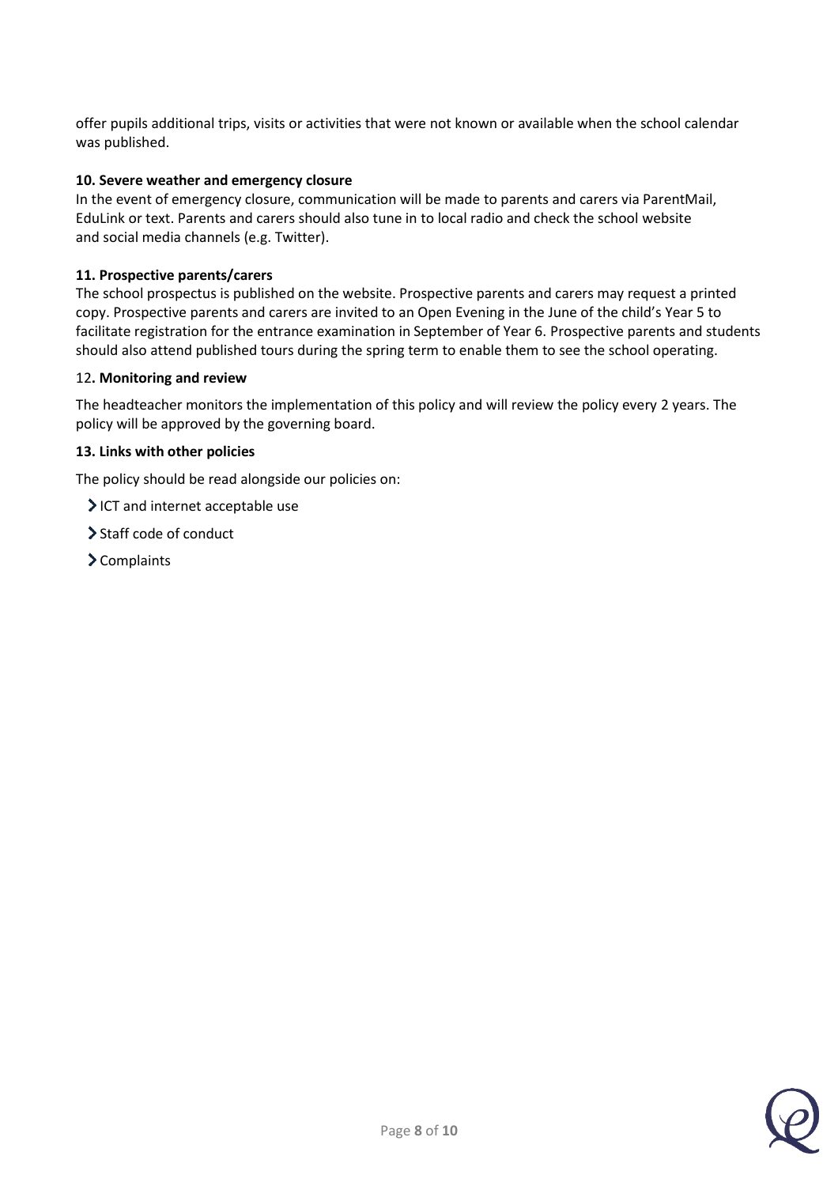offer pupils additional trips, visits or activities that were not known or available when the school calendar was published.

#### 10. Severe weather and emergency closure

In the event of emergency closure, communication will be made to parents and carers via ParentMail, EduLink or text. Parents and carers should also tune in to local radio and check the school website and social media channels (e.g. Twitter).

#### 11. Prospective parents/carers

The school prospectus is published on the website. Prospective parents and carers may request a printed copy. Prospective parents and carers are invited to an Open Evening in the June of the child's Year 5 to facilitate registration for the entrance examination in September of Year 6. Prospective parents and students should also attend published tours during the spring term to enable them to see the school operating.

#### 12. Monitoring and review

The headteacher monitors the implementation of this policy and will review the policy every 2 years. The policy will be approved by the governing board.

#### 13. Links with other policies

The policy should be read alongside our policies on:

- ICT and internet acceptable use
- Staff code of conduct
- Complaints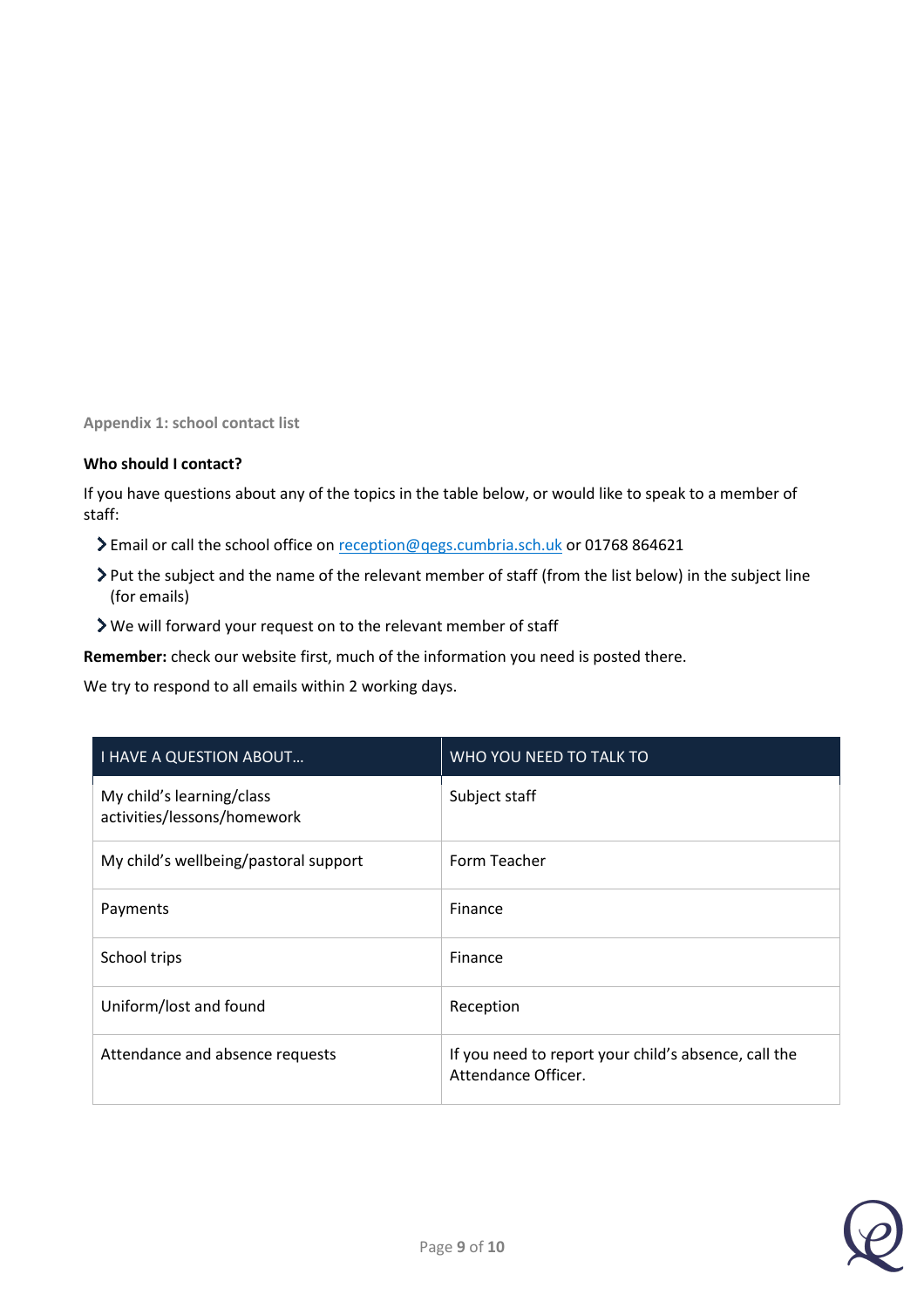## Appendix 1: school contact list

**Who should I contact?**

If you have questions about any of the topics in the table below, or would like to speak to a member of staff:

- Email or call the school office on reception@qegs.cumbria.sch.uk or 01768 864621
- Put the subject and the name of the relevant member of staff (from the list below) in the subject line (for emails)
- We will forward your request on to the relevant member of staff

**Remember:** check our website first, much of the information you need is posted there.

We try to respond to all emails within 2 working days.

| I HAVE A QUESTION ABOUT… | WHO YOU NEED TO TALK TO |
| --- | --- |
| My child's learning/class activities/lessons/homework | Subject staff |
| My child's wellbeing/pastoral support | Form Teacher |
| Payments | Finance |
| School trips | Finance |
| Uniform/lost and found | Reception |
| Attendance and absence requests | If you need to report your child's absence, call the Attendance Officer. |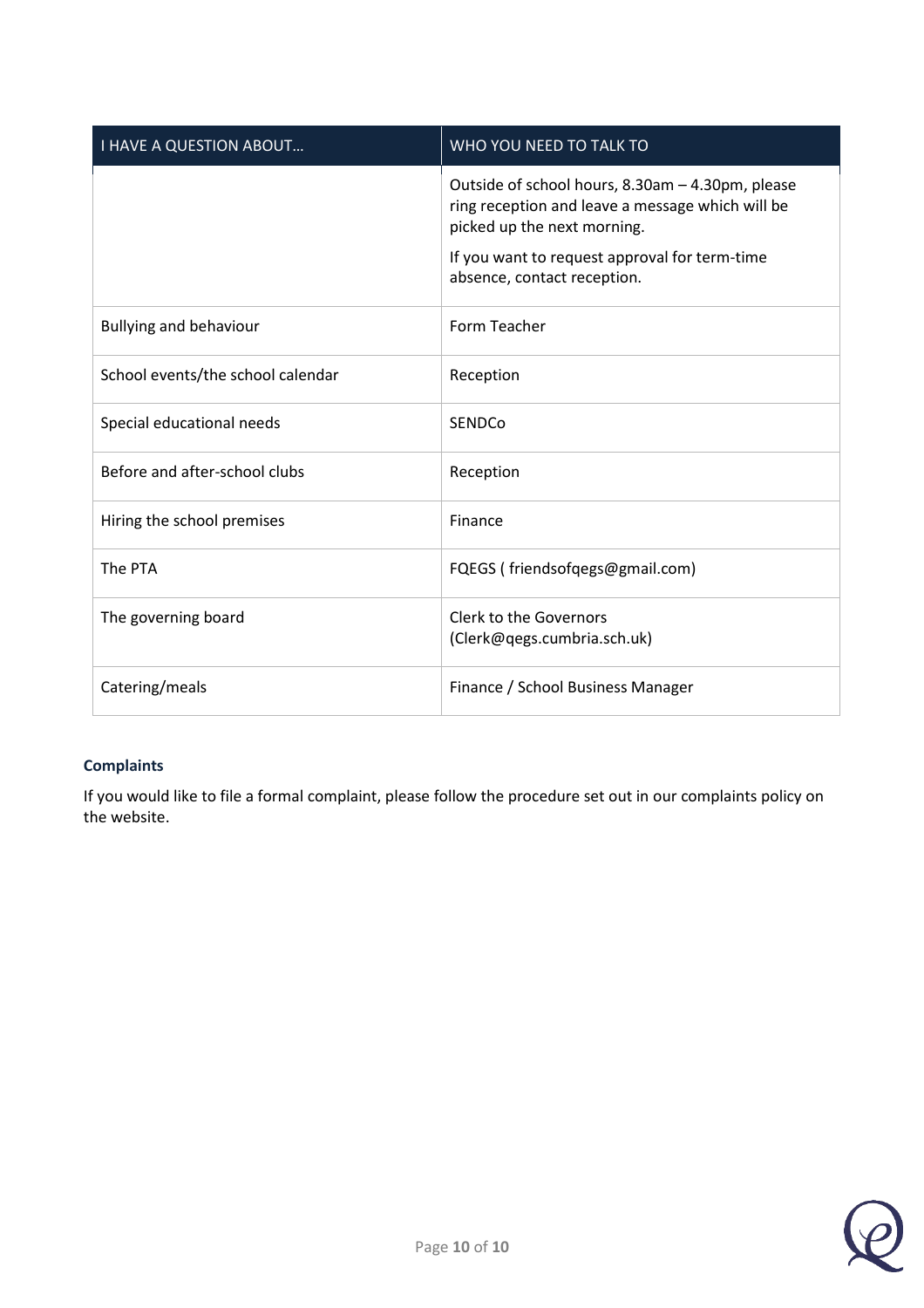| I HAVE A QUESTION ABOUT… | WHO YOU NEED TO TALK TO |
| --- | --- |
| | Outside of school hours, 8.30am – 4.30pm, please ring reception and leave a message which will be picked up the next morning.<br><br>If you want to request approval for term-time absence, contact reception. |
| Bullying and behaviour | Form Teacher |
| School events/the school calendar | Reception |
| Special educational needs | SENDCo |
| Before and after-school clubs | Reception |
| Hiring the school premises | Finance |
| The PTA | FQEGS ( friendsofqegs@gmail.com) |
| The governing board | Clerk to the Governors (Clerk@qegs.cumbria.sch.uk) |
| Catering/meals | Finance / School Business Manager |

### Complaints

If you would like to file a formal complaint, please follow the procedure set out in our complaints policy on the website.